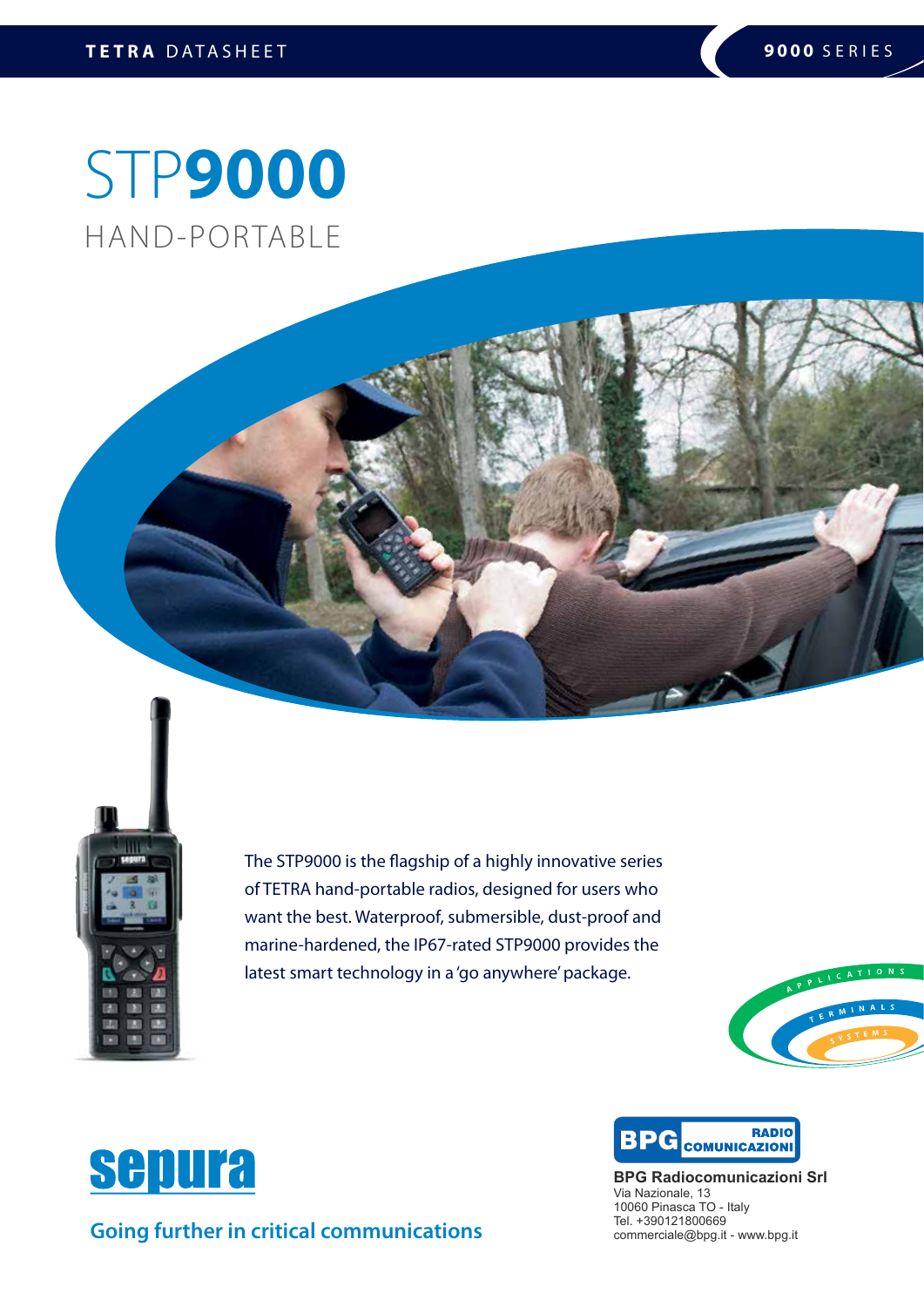TETRA DATASHEET

9000 SERIES

# STP9000

## HAND-PORTABLE

The STP9000 is the flagship of a highly innovative series of TETRA hand-portable radios, designed for users who want the best. Waterproof, submersible, dust-proof and marine-hardened, the IP67-rated STP9000 provides the latest smart technology in a 'go anywhere' package.

APPLICATIONS
TERMINALS
SYSTEMS

sepura

**Going further in critical communications**

BPG RADIO COMUNICAZIONI

**BPG Radiocomunicazioni Srl**
Via Nazionale, 13
10060 Pinasca TO - Italy
Tel. +390121800669
commerciale@bpg.it - www.bpg.it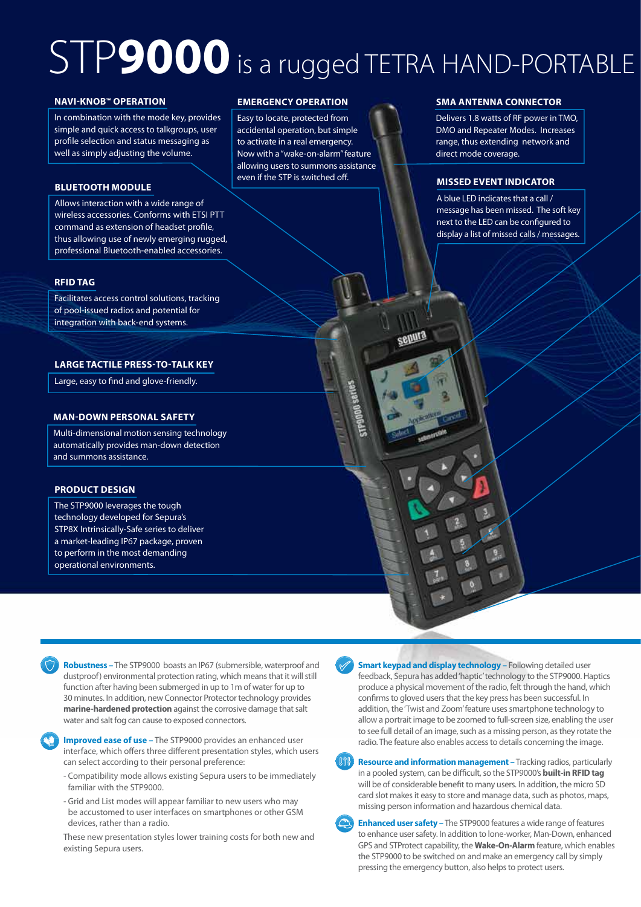# STP**9000** is a rugged TETRA HAND-PORTABLE

### NAVI-KNOB™ OPERATION

In combination with the mode key, provides simple and quick access to talkgroups, user profile selection and status messaging as well as simply adjusting the volume.

### BLUETOOTH MODULE

Allows interaction with a wide range of wireless accessories. Conforms with ETSI PTT command as extension of headset profile, thus allowing use of newly emerging rugged, professional Bluetooth-enabled accessories.

### RFID TAG

Facilitates access control solutions, tracking of pool-issued radios and potential for integration with back-end systems.

### LARGE TACTILE PRESS-TO-TALK KEY

Large, easy to find and glove-friendly.

### MAN-DOWN PERSONAL SAFETY

Multi-dimensional motion sensing technology automatically provides man-down detection and summons assistance.

### PRODUCT DESIGN

The STP9000 leverages the tough technology developed for Sepura's STP8X Intrinsically-Safe series to deliver a market-leading IP67 package, proven to perform in the most demanding operational environments.

### EMERGENCY OPERATION

Easy to locate, protected from accidental operation, but simple to activate in a real emergency. Now with a "wake-on-alarm" feature allowing users to summons assistance even if the STP is switched off.

### SMA ANTENNA CONNECTOR

Delivers 1.8 watts of RF power in TMO, DMO and Repeater Modes. Increases range, thus extending network and direct mode coverage.

### MISSED EVENT INDICATOR

A blue LED indicates that a call / message has been missed. The soft key next to the LED can be configured to display a list of missed calls / messages.

**Robustness –** The STP9000 boasts an IP67 (submersible, waterproof and dustproof) environmental protection rating, which means that it will still function after having been submerged in up to 1m of water for up to 30 minutes. In addition, new Connector Protector technology provides **marine-hardened protection** against the corrosive damage that salt water and salt fog can cause to exposed connectors.

**Improved ease of use –** The STP9000 provides an enhanced user interface, which offers three different presentation styles, which users can select according to their personal preference:

- Compatibility mode allows existing Sepura users to be immediately familiar with the STP9000.
- Grid and List modes will appear familiar to new users who may be accustomed to user interfaces on smartphones or other GSM devices, rather than a radio.

These new presentation styles lower training costs for both new and existing Sepura users.

**Smart keypad and display technology –** Following detailed user feedback, Sepura has added 'haptic' technology to the STP9000. Haptics produce a physical movement of the radio, felt through the hand, which confirms to gloved users that the key press has been successful. In addition, the 'Twist and Zoom' feature uses smartphone technology to allow a portrait image to be zoomed to full-screen size, enabling the user to see full detail of an image, such as a missing person, as they rotate the radio. The feature also enables access to details concerning the image.

**Resource and information management –** Tracking radios, particularly in a pooled system, can be difficult, so the STP9000's **built-in RFID tag** will be of considerable benefit to many users. In addition, the micro SD card slot makes it easy to store and manage data, such as photos, maps, missing person information and hazardous chemical data.

**Enhanced user safety –** The STP9000 features a wide range of features to enhance user safety. In addition to lone-worker, Man-Down, enhanced GPS and STProtect capability, the **Wake-On-Alarm** feature, which enables the STP9000 to be switched on and make an emergency call by simply pressing the emergency button, also helps to protect users.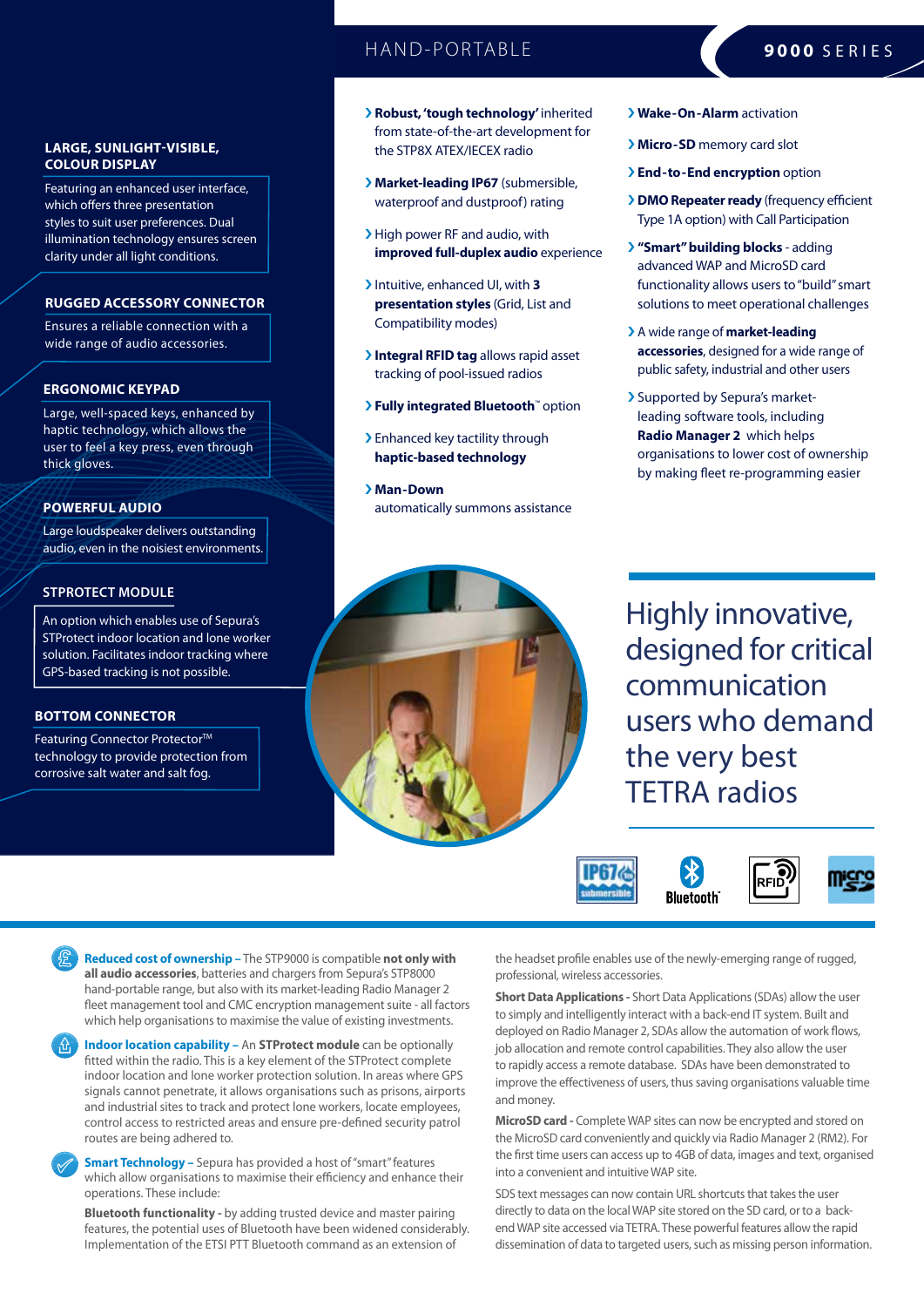HAND-PORTABLE

**9000** SERIES

### LARGE, SUNLIGHT-VISIBLE, COLOUR DISPLAY

Featuring an enhanced user interface, which offers three presentation styles to suit user preferences. Dual illumination technology ensures screen clarity under all light conditions.

### RUGGED ACCESSORY CONNECTOR

Ensures a reliable connection with a wide range of audio accessories.

### ERGONOMIC KEYPAD

Large, well-spaced keys, enhanced by haptic technology, which allows the user to feel a key press, even through thick gloves.

### POWERFUL AUDIO

Large loudspeaker delivers outstanding audio, even in the noisiest environments.

### STPROTECT MODULE

An option which enables use of Sepura's STProtect indoor location and lone worker solution. Facilitates indoor tracking where GPS-based tracking is not possible.

### BOTTOM CONNECTOR

Featuring Connector Protector™ technology to provide protection from corrosive salt water and salt fog.

- **Robust, 'tough technology'** inherited from state-of-the-art development for the STP8X ATEX/IECEX radio
- **Market-leading IP67** (submersible, waterproof and dustproof) rating
- High power RF and audio, with **improved full-duplex audio** experience
- Intuitive, enhanced UI, with **3 presentation styles** (Grid, List and Compatibility modes)
- **Integral RFID tag** allows rapid asset tracking of pool-issued radios
- **Fully integrated Bluetooth**™ option
- Enhanced key tactility through **haptic-based technology**
- **Man-Down** automatically summons assistance
- **Wake-On-Alarm** activation
- **Micro-SD** memory card slot
- **End-to-End encryption** option
- **DMO Repeater ready** (frequency efficient Type 1A option) with Call Participation
- **"Smart" building blocks** - adding advanced WAP and MicroSD card functionality allows users to "build" smart solutions to meet operational challenges
- A wide range of **market-leading accessories**, designed for a wide range of public safety, industrial and other users
- Supported by Sepura's market-leading software tools, including **Radio Manager 2** which helps organisations to lower cost of ownership by making fleet re-programming easier

## Highly innovative, designed for critical communication users who demand the very best TETRA radios

**Reduced cost of ownership –** The STP9000 is compatible **not only with all audio accessories**, batteries and chargers from Sepura's STP8000 hand-portable range, but also with its market-leading Radio Manager 2 fleet management tool and CMC encryption management suite - all factors which help organisations to maximise the value of existing investments.

**Indoor location capability –** An **STProtect module** can be optionally fitted within the radio. This is a key element of the STProtect complete indoor location and lone worker protection solution. In areas where GPS signals cannot penetrate, it allows organisations such as prisons, airports and industrial sites to track and protect lone workers, locate employees, control access to restricted areas and ensure pre-defined security patrol routes are being adhered to.

**Smart Technology –** Sepura has provided a host of "smart" features which allow organisations to maximise their efficiency and enhance their operations. These include:

**Bluetooth functionality -** by adding trusted device and master pairing features, the potential uses of Bluetooth have been widened considerably. Implementation of the ETSI PTT Bluetooth command as an extension of the headset profile enables use of the newly-emerging range of rugged, professional, wireless accessories.

**Short Data Applications -** Short Data Applications (SDAs) allow the user to simply and intelligently interact with a back-end IT system. Built and deployed on Radio Manager 2, SDAs allow the automation of work flows, job allocation and remote control capabilities. They also allow the user to rapidly access a remote database. SDAs have been demonstrated to improve the effectiveness of users, thus saving organisations valuable time and money.

**MicroSD card -** Complete WAP sites can now be encrypted and stored on the MicroSD card conveniently and quickly via Radio Manager 2 (RM2). For the first time users can access up to 4GB of data, images and text, organised into a convenient and intuitive WAP site.

SDS text messages can now contain URL shortcuts that takes the user directly to data on the local WAP site stored on the SD card, or to a back-end WAP site accessed via TETRA. These powerful features allow the rapid dissemination of data to targeted users, such as missing person information.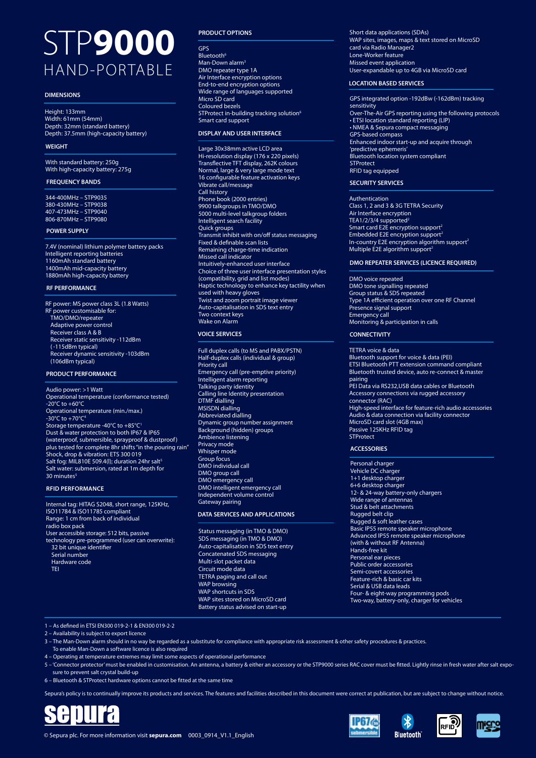# STP9000 HAND-PORTABLE

## DIMENSIONS

Height: 133mm
Width: 61mm (54mm)
Depth: 32mm (standard battery)
Depth: 37.5mm (high-capacity battery)

## WEIGHT

With standard battery: 250g
With high-capacity battery: 275g

## FREQUENCY BANDS

344-400MHz – STP9035
380-430MHz – STP9038
407-473MHz – STP9040
806-870MHz – STP9080

## POWER SUPPLY

7.4V (nominal) lithium polymer battery packs
Intelligent reporting batteries
1160mAh standard battery
1400mAh mid-capacity battery
1880mAh high-capacity battery

## RF PERFORMANCE

RF power: MS power class 3L (1.8 Watts)
RF power customisable for:
- TMO/DMO/repeater
- Adaptive power control
- Receiver class A & B
- Receiver static sensitivity -112dBm (-115dBm typical)
- Receiver dynamic sensitivity -103dBm (106dBm typical)

## PRODUCT PERFORMANCE

Audio power: >1 Watt
Operational temperature (conformance tested) -20°C to +60°C
Operational temperature (min./max.) -30°C to +70°C[4]
Storage temperature -40°C to +85°C[1]
Dust & water protection to both IP67 & IP65 (waterproof, submersible, sprayproof & dustproof) plus tested for complete 8hr shifts "in the pouring rain"
Shock, drop & vibration: ETS 300 019
Salt fog: MIL810E 509.4(I); duration 24hr salt[5]
Salt water: submersion, rated at 1m depth for 30 minutes[5]

## RFID PERFORMANCE

Internal tag: HITAG S2048, short range, 125KHz, ISO11784 & ISO11785 compliant
Range: 1 cm from back of individual radio box pack
User accessible storage: 512 bits, passive technology pre-programmed (user can overwrite):
- 32 bit unique identifier
- Serial number
- Hardware code
- TEI

## PRODUCT OPTIONS

GPS
Bluetooth[6]
Man-Down alarm[3]
DMO repeater type 1A
Air Interface encryption options
End-to-end encryption options
Wide range of languages supported
Micro SD card
Coloured bezels
STProtect in-building tracking solution[6]
Smart card support

## DISPLAY AND USER INTERFACE

Large 30x38mm active LCD area
Hi-resolution display (176 x 220 pixels)
Transflective TFT display, 262K colours
Normal, large & very large mode text
16 configurable feature activation keys
Vibrate call/message
Call history
Phone book (2000 entries)
9900 talkgroups in TMO/DMO
5000 multi-level talkgroup folders
Intelligent search facility
Quick groups
Transmit inhibit with on/off status messaging
Fixed & definable scan lists
Remaining charge-time indication
Missed call indicator
Intuitively-enhanced user interface
Choice of three user interface presentation styles (compatibility, grid and list modes)
Haptic technology to enhance key tactility when used with heavy gloves
Twist and zoom portrait image viewer
Auto-capitalisation in SDS text entry
Two context keys
Wake on Alarm

## VOICE SERVICES

Full duplex calls (to MS and PABX/PSTN)
Half-duplex calls (individual & group)
Priority call
Emergency call (pre-emptive priority)
Intelligent alarm reporting
Talking party identity
Calling line Identity presentation
DTMF dialling
MSISDN dialling
Abbreviated dialling
Dynamic group number assignment
Background (hidden) groups
Ambience listening
Privacy mode
Whisper mode
Group focus
DMO individual call
DMO group call
DMO emergency call
DMO intelligent emergency call
Independent volume control
Gateway pairing

## DATA SERVICES AND APPLICATIONS

Status messaging (in TMO & DMO)
SDS messaging (in TMO & DMO)
Auto-capitalisation in SDS text entry
Concatenated SDS messaging
Multi-slot packet data
Circuit mode data
TETRA paging and call out
WAP browsing
WAP shortcuts in SDS
WAP sites stored on MicroSD card
Battery status advised on start-up
Short data applications (SDAs)
WAP sites, images, maps & text stored on MicroSD card via Radio Manager2
Lone-Worker feature
Missed event application
User-expandable up to 4GB via MicroSD card

## LOCATION BASED SERVICES

GPS integrated option -192dBw (-162dBm) tracking sensitivity
Over-The-Air GPS reporting using the following protocols
- ETSI location standard reporting (LIP)
- NMEA & Sepura compact messaging

GPS-based compass
Enhanced indoor start-up and acquire through 'predictive ephemeris'
Bluetooth location system compliant
STProtect
RFID tag equipped

## SECURITY SERVICES

Authentication
Class 1, 2 and 3 & 3G TETRA Security
Air Interface encryption
TEA1/2/3/4 supported[2]
Smart card E2E encryption support[2]
Embedded E2E encryption support[2]
In-country E2E encryption algorithm support[2]
Multiple E2E algorithm support[2]

## DMO REPEATER SERVICES (LICENCE REQUIRED)

DMO voice repeated
DMO tone signalling repeated
Group status & SDS repeated
Type 1A efficient operation over one RF Channel
Presence signal support
Emergency call
Monitoring & participation in calls

## CONNECTIVITY

TETRA voice & data
Bluetooth support for voice & data (PEI)
ETSI Bluetooth PTT extension command compliant
Bluetooth trusted device, auto re-connect & master pairing
PEI Data via RS232,USB data cables or Bluetooth
Accessory connections via rugged accessory connector (RAC)
High-speed interface for feature-rich audio accessories
Audio & data connection via facility connector
MicroSD card slot (4GB max)
Passive 125KHz RFID tag
STProtect

## ACCESSORIES

Personal charger
Vehicle DC charger
1+1 desktop charger
6+6 desktop charger
12- & 24-way battery-only chargers
Wide range of antennas
Stud & belt attachments
Rugged belt clip
Rugged & soft leather cases
Basic IP55 remote speaker microphone
Advanced IP55 remote speaker microphone (with & without RF Antenna)
Hands-free kit
Personal ear pieces
Public order accessories
Semi-covert accessories
Feature-rich & basic car kits
Serial & USB data leads
Four- & eight-way programming pods
Two-way, battery-only, charger for vehicles

---

1 – As defined in ETSI EN300 019-2-1 & EN300 019-2-2
2 – Availability is subject to export licence
3 – The Man-Down alarm should in no way be regarded as a substitute for compliance with appropriate risk assessment & other safety procedures & practices. To enable Man-Down a software licence is also required
4 – Operating at temperature extremes may limit some aspects of operational performance
5 – 'Connector protector' must be enabled in customisation. An antenna, a battery & either an accessory or the STP9000 series RAC cover must be fitted. Lightly rinse in fresh water after salt exposure to prevent salt crystal build-up
6 – Bluetooth & STProtect hardware options cannot be fitted at the same time

Sepura's policy is to continually improve its products and services. The features and facilities described in this document were correct at publication, but are subject to change without notice.

sepura

© Sepura plc. For more information visit **sepura.com** 0003_0914_V1.1_English

IP67 submersible | Bluetooth | RFID | micro SD